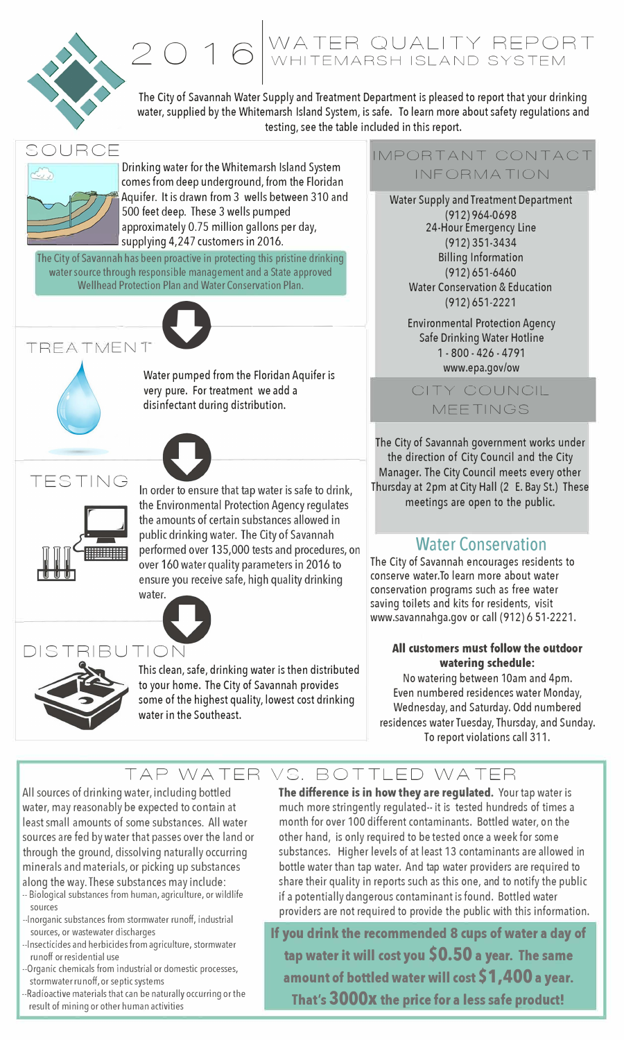# 2016 WATER QUALITY REPORT
## WHITEMARSH ISLAND SYSTEM

The City of Savannah Water Supply and Treatment Department is pleased to report that your drinking water, supplied by the Whitemarsh Island System, is safe. To learn more about safety regulations and testing, see the table included in this report.

## SOURCE

Drinking water for the Whitemarsh Island System comes from deep underground, from the Floridan Aquifer. It is drawn from 3 wells between 310 and 500 feet deep. These 3 wells pumped approximately 0.75 million gallons per day, supplying 4,247 customers in 2016.

The City of Savannah has been proactive in protecting this pristine drinking water source through responsible management and a State approved Wellhead Protection Plan and Water Conservation Plan.

## TREATMENT

Water pumped from the Floridan Aquifer is very pure. For treatment we add a disinfectant during distribution.

## TESTING

In order to ensure that tap water is safe to drink, the Environmental Protection Agency regulates the amounts of certain substances allowed in public drinking water. The City of Savannah performed over 135,000 tests and procedures, on over 160 water quality parameters in 2016 to ensure you receive safe, high quality drinking water.

## DISTRIBUTION

This clean, safe, drinking water is then distributed to your home. The City of Savannah provides some of the highest quality, lowest cost drinking water in the Southeast.

## IMPORTANT CONTACT INFORMATION

Water Supply and Treatment Department
(912) 964-0698
24-Hour Emergency Line
(912) 351-3434
Billing Information
(912) 651-6460
Water Conservation & Education
(912) 651-2221

Environmental Protection Agency
Safe Drinking Water Hotline
1 - 800 - 426 - 4791
www.epa.gov/ow

## CITY COUNCIL MEETINGS

The City of Savannah government works under the direction of City Council and the City Manager. The City Council meets every other Thursday at 2pm at City Hall (2 E. Bay St.) These meetings are open to the public.

## Water Conservation

The City of Savannah encourages residents to conserve water.To learn more about water conservation programs such as free water saving toilets and kits for residents, visit www.savannahga.gov or call (912) 6 51-2221.

**All customers must follow the outdoor watering schedule:**
No watering between 10am and 4pm.
Even numbered residences water Monday, Wednesday, and Saturday. Odd numbered residences water Tuesday, Thursday, and Sunday.
To report violations call 311.

## TAP WATER VS. BOTTLED WATER

All sources of drinking water, including bottled water, may reasonably be expected to contain at least small amounts of some substances. All water sources are fed by water that passes over the land or through the ground, dissolving naturally occurring minerals and materials, or picking up substances along the way. These substances may include:

- Biological substances from human, agriculture, or wildlife sources
- Inorganic substances from stormwater runoff, industrial sources, or wastewater discharges
- Insecticides and herbicides from agriculture, stormwater runoff or residential use
- Organic chemicals from industrial or domestic processes, stormwater runoff, or septic systems
- Radioactive materials that can be naturally occurring or the result of mining or other human activities

**The difference is in how they are regulated.** Your tap water is much more stringently regulated-- it is tested hundreds of times a month for over 100 different contaminants. Bottled water, on the other hand, is only required to be tested once a week for some substances. Higher levels of at least 13 contaminants are allowed in bottle water than tap water. And tap water providers are required to share their quality in reports such as this one, and to notify the public if a potentially dangerous contaminant is found. Bottled water providers are not required to provide the public with this information.

**If you drink the recommended 8 cups of water a day of tap water it will cost you $0.50 a year. The same amount of bottled water will cost $1,400 a year. That's 3000x the price for a less safe product!**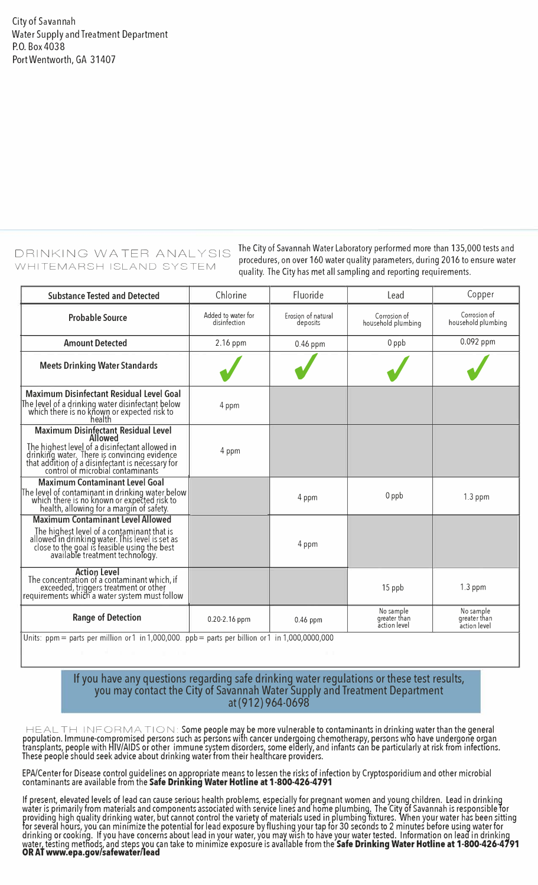City of Savannah
Water Supply and Treatment Department
P.O. Box 4038
Port Wentworth, GA 31407

## DRINKING WATER ANALYSIS
### WHITEMARSH ISLAND SYSTEM

The City of Savannah Water Laboratory performed more than 135,000 tests and procedures, on over 160 water quality parameters, during 2016 to ensure water quality. The City has met all sampling and reporting requirements.

| Substance Tested and Detected | Chlorine | Fluoride | Lead | Copper |
|---|---|---|---|---|
| **Probable Source** | Added to water for disinfection | Erosion of natural deposits | Corrosion of household plumbing | Corrosion of household plumbing |
| **Amount Detected** | 2.16 ppm | 0.46 ppm | 0 ppb | 0.092 ppm |
| **Meets Drinking Water Standards** | ✓ | ✓ | ✓ | ✓ |
| **Maximum Disinfectant Residual Level Goal** The level of a drinking water disinfectant below which there is no known or expected risk to health | 4 ppm | | | |
| **Maximum Disinfectant Residual Level Allowed** The highest level of a disinfectant allowed in drinking water. There is convincing evidence that addition of a disinfectant is necessary for control of microbial contaminants | 4 ppm | | | |
| **Maximum Contaminant Level Goal** The level of contaminant in drinking water below which there is no known or expected risk to health, allowing for a margin of safety. | | 4 ppm | 0 ppb | 1.3 ppm |
| **Maximum Contaminant Level Allowed** The highest level of a contaminant that is allowed in drinking water. This level is set as close to the goal is feasible using the best available treatment technology. | | 4 ppm | | |
| **Action Level** The concentration of a contaminant which, if exceeded, triggers treatment or other requirements which a water system must follow | | | 15 ppb | 1.3 ppm |
| **Range of Detection** | 0.20-2.16 ppm | 0.46 ppm | No sample greater than action level | No sample greater than action level |

Units: ppm = parts per million or 1 in 1,000,000. ppb = parts per billion or 1 in 1,000,0000,000

If you have any questions regarding safe drinking water regulations or these test results, you may contact the City of Savannah Water Supply and Treatment Department at (912) 964-0698

HEALTH INFORMATION: Some people may be more vulnerable to contaminants in drinking water than the general population. Immune-compromised persons such as persons with cancer undergoing chemotherapy, persons who have undergone organ transplants, people with HIV/AIDS or other immune system disorders, some elderly, and infants can be particularly at risk from infections. These people should seek advice about drinking water from their healthcare providers.

EPA/Center for Disease control guidelines on appropriate means to lessen the risks of infection by Cryptosporidium and other microbial contaminants are available from the **Safe Drinking Water Hotline at 1-800-426-4791**

If present, elevated levels of lead can cause serious health problems, especially for pregnant women and young children. Lead in drinking water is primarily from materials and components associated with service lines and home plumbing. The City of Savannah is responsible for providing high quality drinking water, but cannot control the variety of materials used in plumbing fixtures. When your water has been sitting for several hours, you can minimize the potential for lead exposure by flushing your tap for 30 seconds to 2 minutes before using water for drinking or cooking. If you have concerns about lead in your water, you may wish to have your water tested. Information on lead in drinking water, testing methods, and steps you can take to minimize exposure is available from the **Safe Drinking Water Hotline at 1-800-426-4791 OR AT www.epa.gov/safewater/lead**